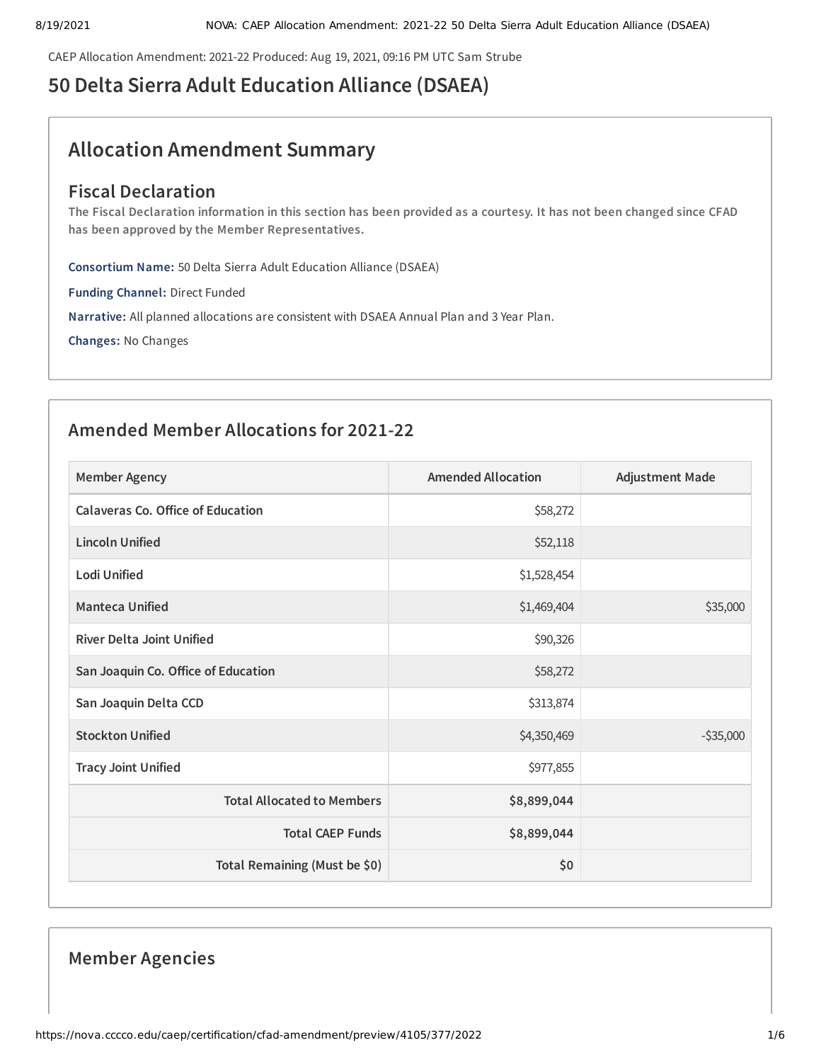CAEP Allocation Amendment: 2021-22 Produced: Aug 19, 2021, 09:16 PM UTC Sam Strube

# 50 Delta Sierra Adult Education Alliance (DSAEA)

## Allocation Amendment Summary

### Fiscal Declaration

**The Fiscal Declaration information in this section has been provided as a courtesy. It has not been changed since CFAD has been approved by the Member Representatives.**

**Consortium Name:** 50 Delta Sierra Adult Education Alliance (DSAEA)

**Funding Channel:** Direct Funded

**Narrative:** All planned allocations are consistent with DSAEA Annual Plan and 3 Year Plan.

**Changes:** No Changes

## Amended Member Allocations for 2021-22

| Member Agency | Amended Allocation | Adjustment Made |
|---|---|---|
| Calaveras Co. Office of Education | $58,272 | |
| Lincoln Unified | $52,118 | |
| Lodi Unified | $1,528,454 | |
| Manteca Unified | $1,469,404 | $35,000 |
| River Delta Joint Unified | $90,326 | |
| San Joaquin Co. Office of Education | $58,272 | |
| San Joaquin Delta CCD | $313,874 | |
| Stockton Unified | $4,350,469 | -$35,000 |
| Tracy Joint Unified | $977,855 | |
| **Total Allocated to Members** | **$8,899,044** | |
| **Total CAEP Funds** | **$8,899,044** | |
| **Total Remaining (Must be $0)** | **$0** | |

## Member Agencies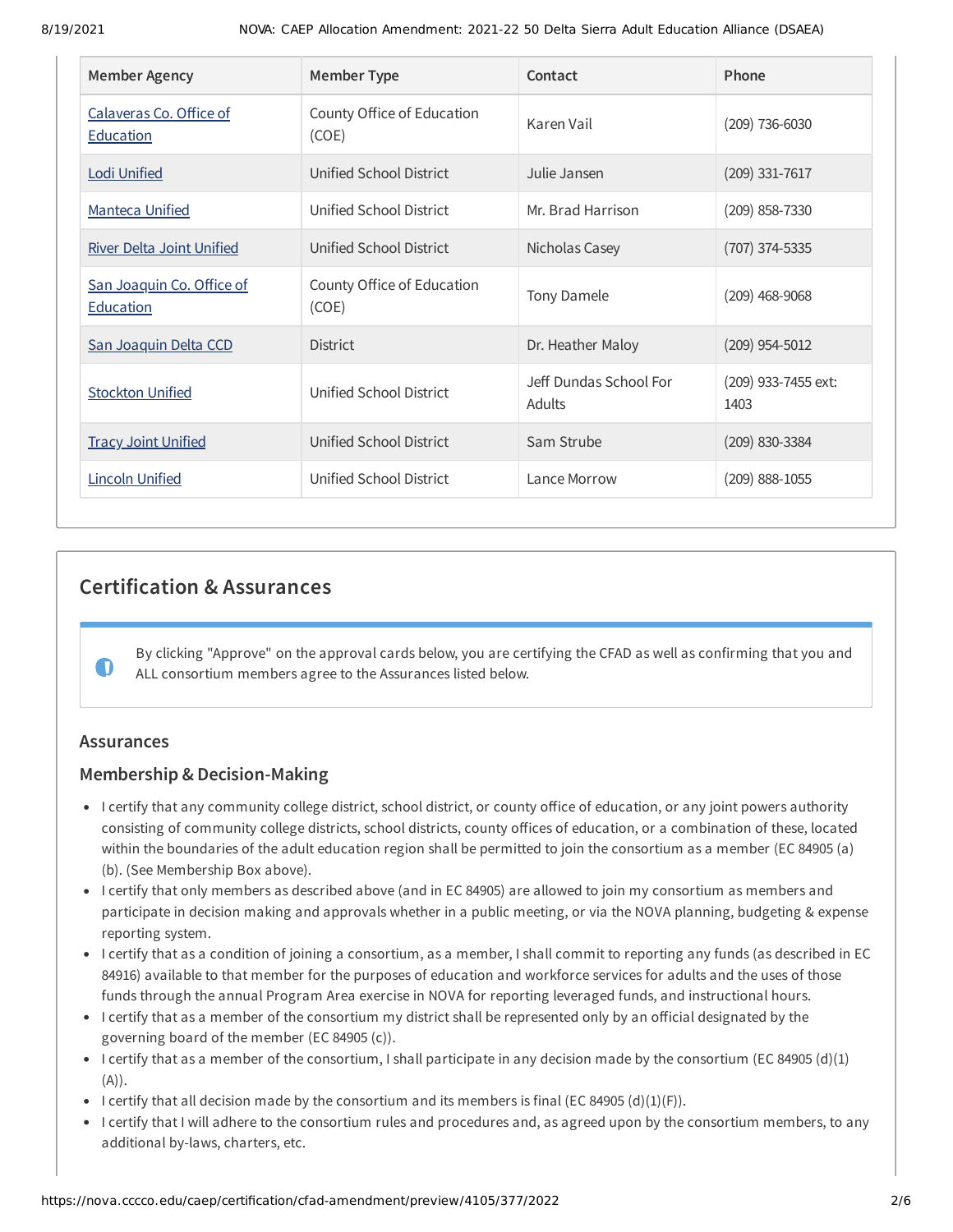| Member Agency | Member Type | Contact | Phone |
|---|---|---|---|
| Calaveras Co. Office of Education | County Office of Education (COE) | Karen Vail | (209) 736-6030 |
| Lodi Unified | Unified School District | Julie Jansen | (209) 331-7617 |
| Manteca Unified | Unified School District | Mr. Brad Harrison | (209) 858-7330 |
| River Delta Joint Unified | Unified School District | Nicholas Casey | (707) 374-5335 |
| San Joaquin Co. Office of Education | County Office of Education (COE) | Tony Damele | (209) 468-9068 |
| San Joaquin Delta CCD | District | Dr. Heather Maloy | (209) 954-5012 |
| Stockton Unified | Unified School District | Jeff Dundas School For Adults | (209) 933-7455 ext: 1403 |
| Tracy Joint Unified | Unified School District | Sam Strube | (209) 830-3384 |
| Lincoln Unified | Unified School District | Lance Morrow | (209) 888-1055 |

## Certification & Assurances

By clicking "Approve" on the approval cards below, you are certifying the CFAD as well as confirming that you and ALL consortium members agree to the Assurances listed below.

### Assurances

### Membership & Decision-Making

- I certify that any community college district, school district, or county office of education, or any joint powers authority consisting of community college districts, school districts, county offices of education, or a combination of these, located within the boundaries of the adult education region shall be permitted to join the consortium as a member (EC 84905 (a) (b). (See Membership Box above).
- I certify that only members as described above (and in EC 84905) are allowed to join my consortium as members and participate in decision making and approvals whether in a public meeting, or via the NOVA planning, budgeting & expense reporting system.
- I certify that as a condition of joining a consortium, as a member, I shall commit to reporting any funds (as described in EC 84916) available to that member for the purposes of education and workforce services for adults and the uses of those funds through the annual Program Area exercise in NOVA for reporting leveraged funds, and instructional hours.
- I certify that as a member of the consortium my district shall be represented only by an official designated by the governing board of the member (EC 84905 (c)).
- I certify that as a member of the consortium, I shall participate in any decision made by the consortium (EC 84905 (d)(1)(A)).
- I certify that all decision made by the consortium and its members is final (EC 84905 (d)(1)(F)).
- I certify that I will adhere to the consortium rules and procedures and, as agreed upon by the consortium members, to any additional by-laws, charters, etc.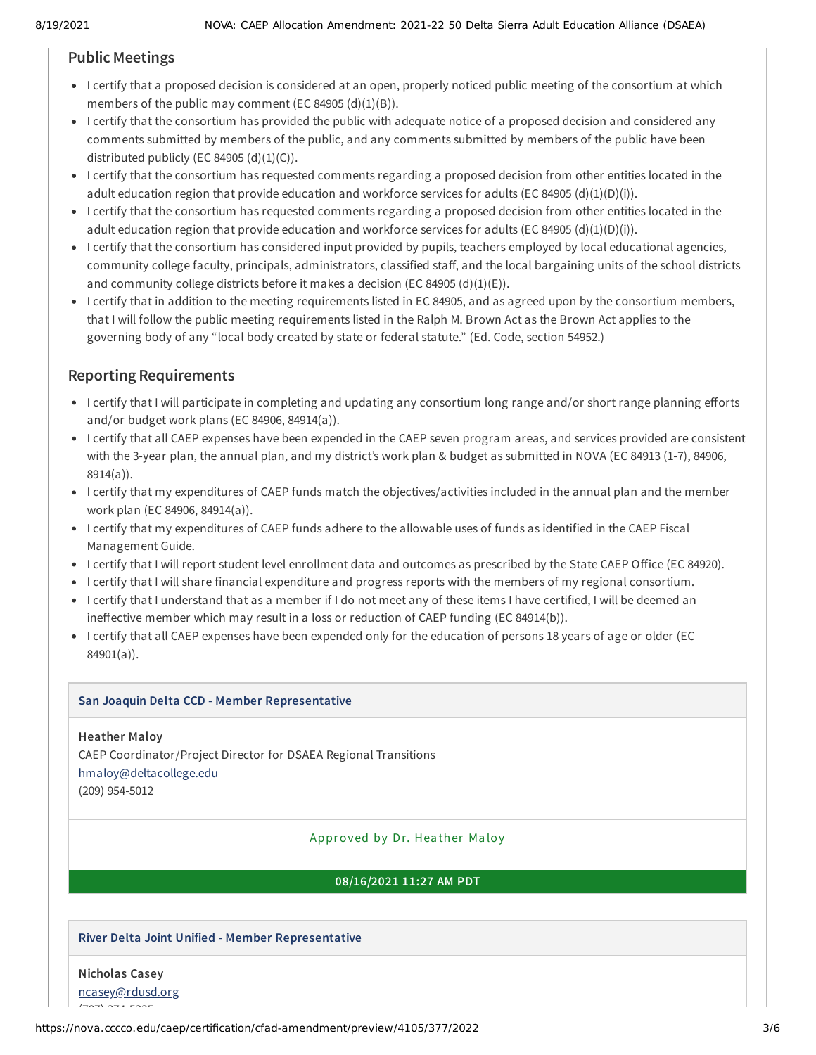## Public Meetings

- I certify that a proposed decision is considered at an open, properly noticed public meeting of the consortium at which members of the public may comment (EC 84905 (d)(1)(B)).
- I certify that the consortium has provided the public with adequate notice of a proposed decision and considered any comments submitted by members of the public, and any comments submitted by members of the public have been distributed publicly (EC 84905 (d)(1)(C)).
- I certify that the consortium has requested comments regarding a proposed decision from other entities located in the adult education region that provide education and workforce services for adults (EC 84905 (d)(1)(D)(i)).
- I certify that the consortium has requested comments regarding a proposed decision from other entities located in the adult education region that provide education and workforce services for adults (EC 84905 (d)(1)(D)(i)).
- I certify that the consortium has considered input provided by pupils, teachers employed by local educational agencies, community college faculty, principals, administrators, classified staff, and the local bargaining units of the school districts and community college districts before it makes a decision (EC 84905 (d)(1)(E)).
- I certify that in addition to the meeting requirements listed in EC 84905, and as agreed upon by the consortium members, that I will follow the public meeting requirements listed in the Ralph M. Brown Act as the Brown Act applies to the governing body of any "local body created by state or federal statute." (Ed. Code, section 54952.)

## Reporting Requirements

- I certify that I will participate in completing and updating any consortium long range and/or short range planning efforts and/or budget work plans (EC 84906, 84914(a)).
- I certify that all CAEP expenses have been expended in the CAEP seven program areas, and services provided are consistent with the 3-year plan, the annual plan, and my district's work plan & budget as submitted in NOVA (EC 84913 (1-7), 84906, 8914(a)).
- I certify that my expenditures of CAEP funds match the objectives/activities included in the annual plan and the member work plan (EC 84906, 84914(a)).
- I certify that my expenditures of CAEP funds adhere to the allowable uses of funds as identified in the CAEP Fiscal Management Guide.
- I certify that I will report student level enrollment data and outcomes as prescribed by the State CAEP Office (EC 84920).
- I certify that I will share financial expenditure and progress reports with the members of my regional consortium.
- I certify that I understand that as a member if I do not meet any of these items I have certified, I will be deemed an ineffective member which may result in a loss or reduction of CAEP funding (EC 84914(b)).
- I certify that all CAEP expenses have been expended only for the education of persons 18 years of age or older (EC 84901(a)).

**San Joaquin Delta CCD - Member Representative**

**Heather Maloy**
CAEP Coordinator/Project Director for DSAEA Regional Transitions
hmaloy@deltacollege.edu
(209) 954-5012

Approved by Dr. Heather Maloy

**08/16/2021 11:27 AM PDT**

**River Delta Joint Unified - Member Representative**

**Nicholas Casey**
ncasey@rdusd.org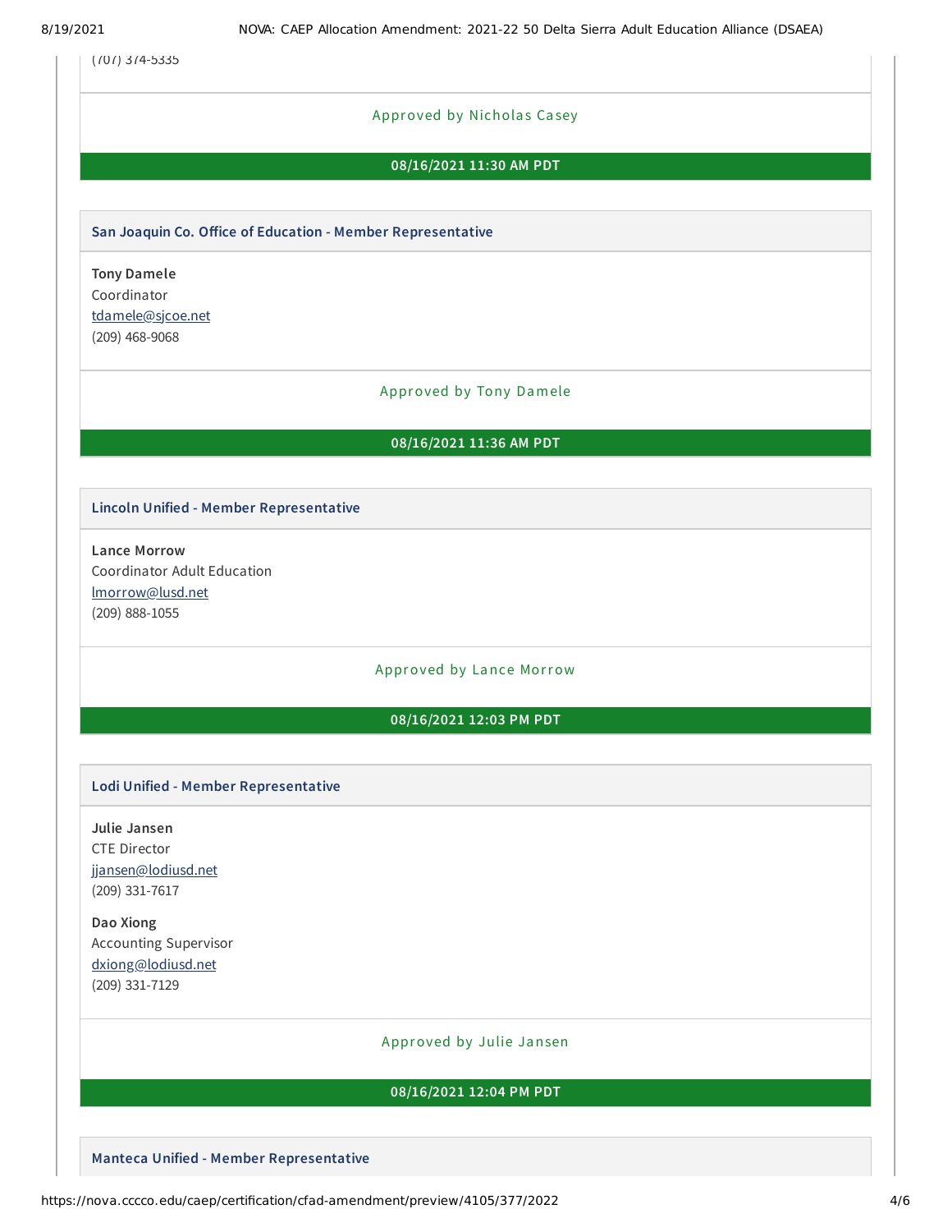(707) 374-5335

Approved by Nicholas Casey

**08/16/2021 11:30 AM PDT**

### San Joaquin Co. Office of Education - Member Representative

**Tony Damele**
Coordinator
tdamele@sjcoe.net
(209) 468-9068

Approved by Tony Damele

**08/16/2021 11:36 AM PDT**

### Lincoln Unified - Member Representative

**Lance Morrow**
Coordinator Adult Education
lmorrow@lusd.net
(209) 888-1055

Approved by Lance Morrow

**08/16/2021 12:03 PM PDT**

### Lodi Unified - Member Representative

**Julie Jansen**
CTE Director
jjansen@lodiusd.net
(209) 331-7617

**Dao Xiong**
Accounting Supervisor
dxiong@lodiusd.net
(209) 331-7129

Approved by Julie Jansen

**08/16/2021 12:04 PM PDT**

### Manteca Unified - Member Representative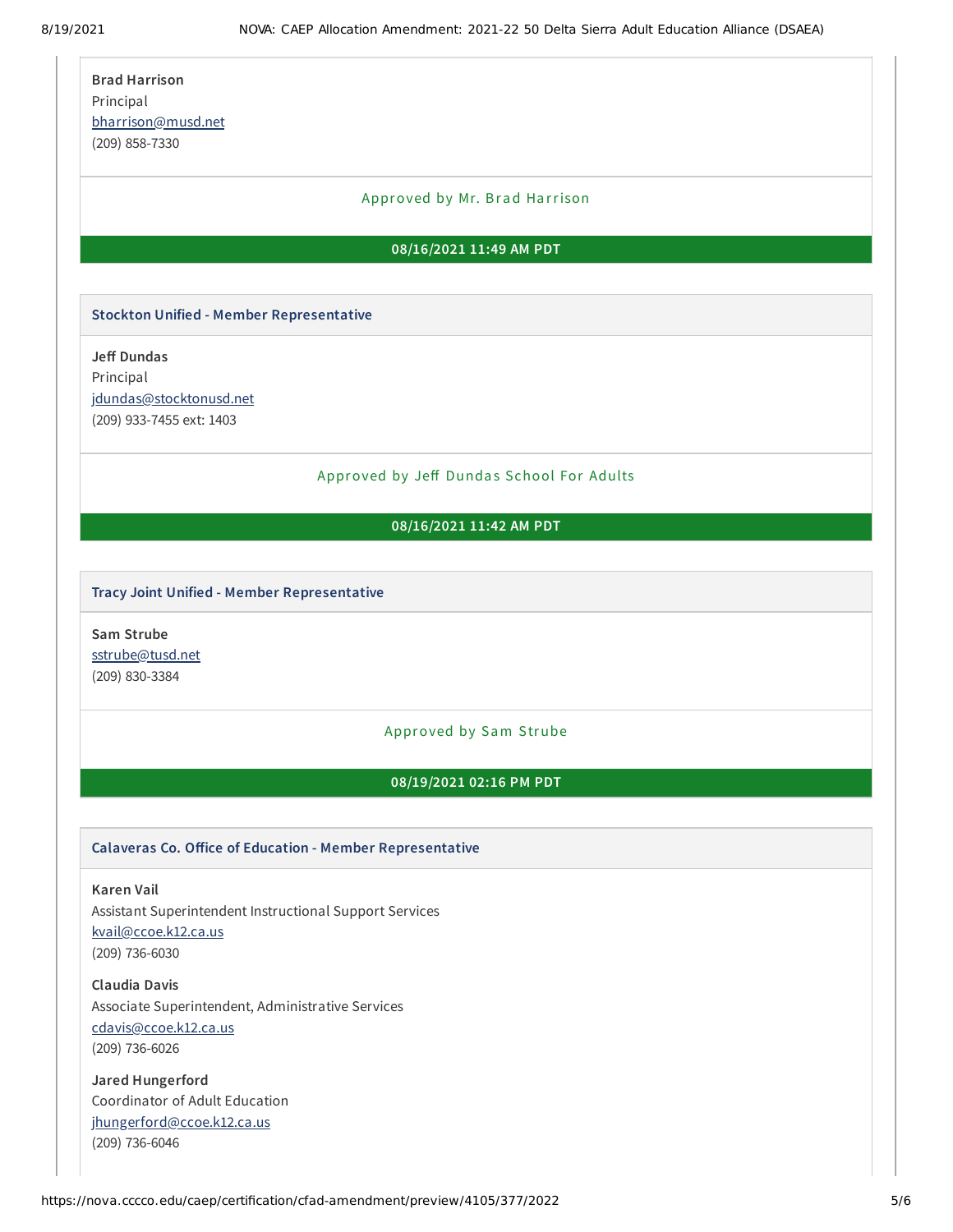**Brad Harrison**
Principal
bharrison@musd.net
(209) 858-7330

Approved by Mr. Brad Harrison

**08/16/2021 11:49 AM PDT**

### Stockton Unified - Member Representative

**Jeff Dundas**
Principal
jdundas@stocktonusd.net
(209) 933-7455 ext: 1403

Approved by Jeff Dundas School For Adults

**08/16/2021 11:42 AM PDT**

### Tracy Joint Unified - Member Representative

**Sam Strube**
sstrube@tusd.net
(209) 830-3384

Approved by Sam Strube

**08/19/2021 02:16 PM PDT**

### Calaveras Co. Office of Education - Member Representative

**Karen Vail**
Assistant Superintendent Instructional Support Services
kvail@ccoe.k12.ca.us
(209) 736-6030

**Claudia Davis**
Associate Superintendent, Administrative Services
cdavis@ccoe.k12.ca.us
(209) 736-6026

**Jared Hungerford**
Coordinator of Adult Education
jhungerford@ccoe.k12.ca.us
(209) 736-6046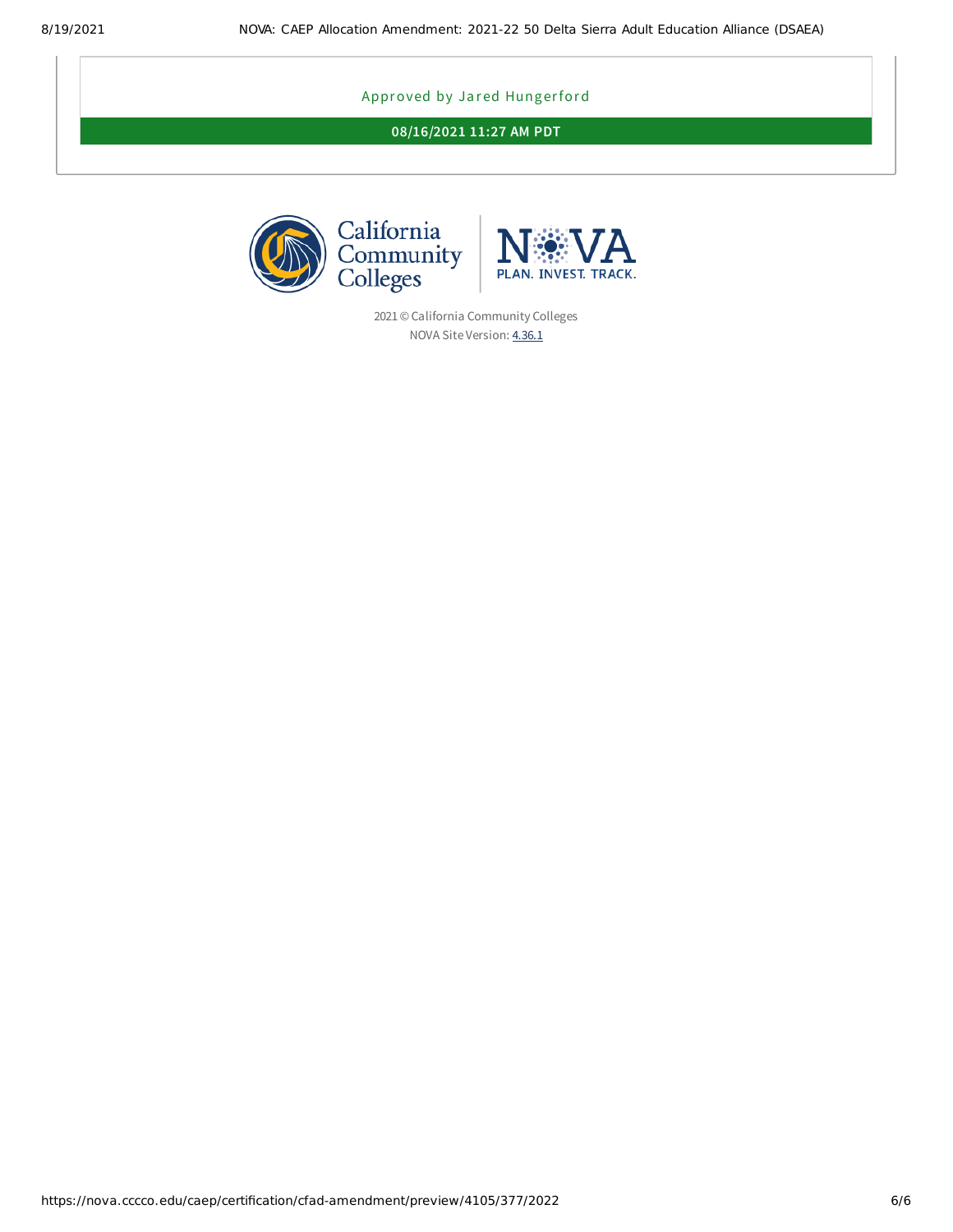Approved by Jared Hungerford

**08/16/2021 11:27 AM PDT**

California Community Colleges

NOVA PLAN. INVEST. TRACK.

2021 © California Community Colleges

NOVA Site Version: 4.36.1